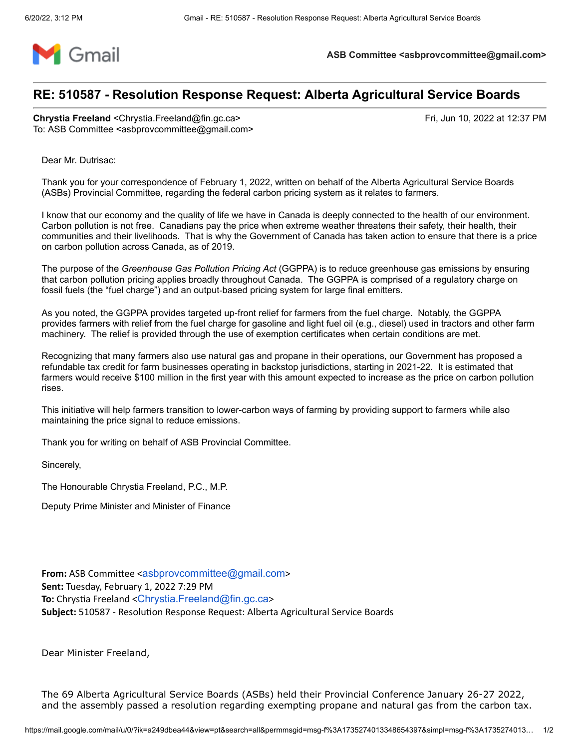ASB Committee <asbprovcommittee@gmail.com>

# RE: 510587 - Resolution Response Request: Alberta Agricultural Service Boards

**Chrystia Freeland** <Chrystia.Freeland@fin.gc.ca> Fri, Jun 10, 2022 at 12:37 PM
To: ASB Committee <asbprovcommittee@gmail.com>

Dear Mr. Dutrisac:

Thank you for your correspondence of February 1, 2022, written on behalf of the Alberta Agricultural Service Boards (ASBs) Provincial Committee, regarding the federal carbon pricing system as it relates to farmers.

I know that our economy and the quality of life we have in Canada is deeply connected to the health of our environment. Carbon pollution is not free. Canadians pay the price when extreme weather threatens their safety, their health, their communities and their livelihoods. That is why the Government of Canada has taken action to ensure that there is a price on carbon pollution across Canada, as of 2019.

The purpose of the *Greenhouse Gas Pollution Pricing Act* (GGPPA) is to reduce greenhouse gas emissions by ensuring that carbon pollution pricing applies broadly throughout Canada. The GGPPA is comprised of a regulatory charge on fossil fuels (the "fuel charge") and an output-based pricing system for large final emitters.

As you noted, the GGPPA provides targeted up-front relief for farmers from the fuel charge. Notably, the GGPPA provides farmers with relief from the fuel charge for gasoline and light fuel oil (e.g., diesel) used in tractors and other farm machinery. The relief is provided through the use of exemption certificates when certain conditions are met.

Recognizing that many farmers also use natural gas and propane in their operations, our Government has proposed a refundable tax credit for farm businesses operating in backstop jurisdictions, starting in 2021-22. It is estimated that farmers would receive $100 million in the first year with this amount expected to increase as the price on carbon pollution rises.

This initiative will help farmers transition to lower-carbon ways of farming by providing support to farmers while also maintaining the price signal to reduce emissions.

Thank you for writing on behalf of ASB Provincial Committee.

Sincerely,

The Honourable Chrystia Freeland, P.C., M.P.

Deputy Prime Minister and Minister of Finance

**From:** ASB Committee <asbprovcommittee@gmail.com>
**Sent:** Tuesday, February 1, 2022 7:29 PM
**To:** Chrystia Freeland <Chrystia.Freeland@fin.gc.ca>
**Subject:** 510587 - Resolution Response Request: Alberta Agricultural Service Boards

Dear Minister Freeland,

The 69 Alberta Agricultural Service Boards (ASBs) held their Provincial Conference January 26-27 2022, and the assembly passed a resolution regarding exempting propane and natural gas from the carbon tax.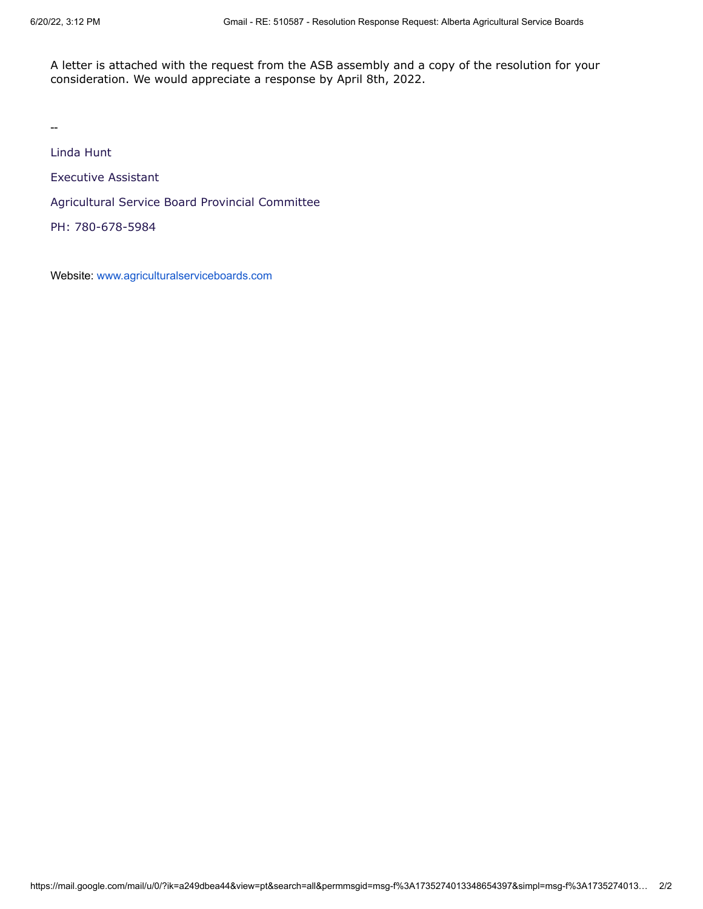A letter is attached with the request from the ASB assembly and a copy of the resolution for your consideration. We would appreciate a response by April 8th, 2022.

--

Linda Hunt

Executive Assistant

Agricultural Service Board Provincial Committee

PH: 780-678-5984

Website: www.agriculturalserviceboards.com